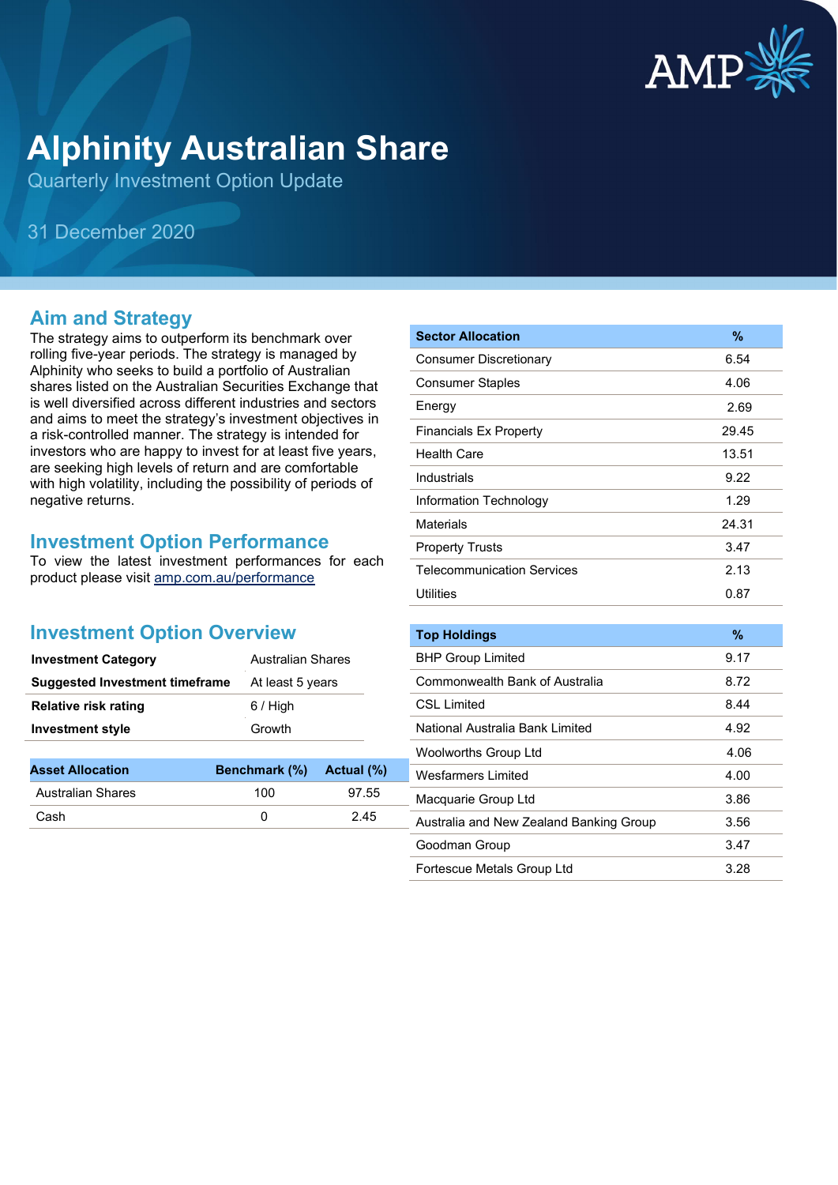# Alphinity Australian Share

Quarterly Investment Option Update

31 December 2020

## Aim and Strategy

The strategy aims to outperform its benchmark over rolling five-year periods. The strategy is managed by Alphinity who seeks to build a portfolio of Australian shares listed on the Australian Securities Exchange that is well diversified across different industries and sectors and aims to meet the strategy's investment objectives in a risk-controlled manner. The strategy is intended for investors who are happy to invest for at least five years, are seeking high levels of return and are comfortable with high volatility, including the possibility of periods of negative returns.

## Investment Option Performance

To view the latest investment performances for each product please visit amp.com.au/performance

## Investment Option Overview

| | |
|---|---|
| **Investment Category** | Australian Shares |
| **Suggested Investment timeframe** | At least 5 years |
| **Relative risk rating** | 6 / High |
| **Investment style** | Growth |

| Asset Allocation | Benchmark (%) | Actual (%) |
|---|---|---|
| Australian Shares | 100 | 97.55 |
| Cash | 0 | 2.45 |

| Sector Allocation | % |
|---|---|
| Consumer Discretionary | 6.54 |
| Consumer Staples | 4.06 |
| Energy | 2.69 |
| Financials Ex Property | 29.45 |
| Health Care | 13.51 |
| Industrials | 9.22 |
| Information Technology | 1.29 |
| Materials | 24.31 |
| Property Trusts | 3.47 |
| Telecommunication Services | 2.13 |
| Utilities | 0.87 |

| Top Holdings | % |
|---|---|
| BHP Group Limited | 9.17 |
| Commonwealth Bank of Australia | 8.72 |
| CSL Limited | 8.44 |
| National Australia Bank Limited | 4.92 |
| Woolworths Group Ltd | 4.06 |
| Wesfarmers Limited | 4.00 |
| Macquarie Group Ltd | 3.86 |
| Australia and New Zealand Banking Group | 3.56 |
| Goodman Group | 3.47 |
| Fortescue Metals Group Ltd | 3.28 |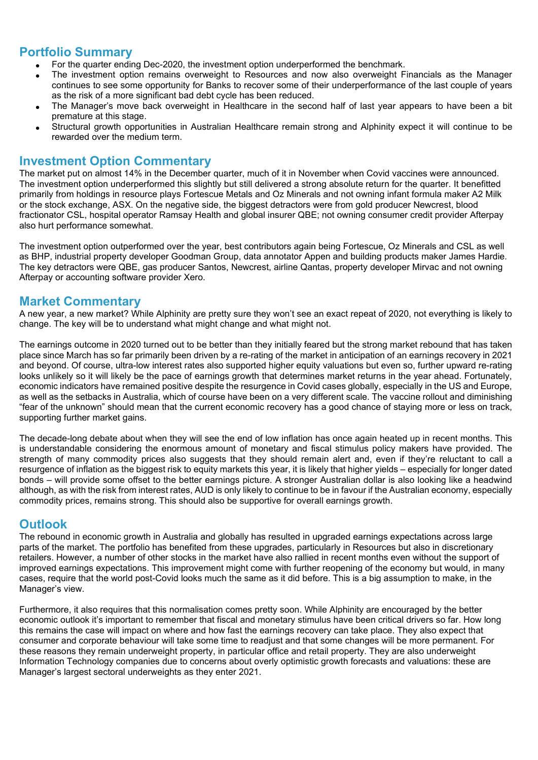## Portfolio Summary

- For the quarter ending Dec-2020, the investment option underperformed the benchmark.
- The investment option remains overweight to Resources and now also overweight Financials as the Manager continues to see some opportunity for Banks to recover some of their underperformance of the last couple of years as the risk of a more significant bad debt cycle has been reduced.
- The Manager's move back overweight in Healthcare in the second half of last year appears to have been a bit premature at this stage.
- Structural growth opportunities in Australian Healthcare remain strong and Alphinity expect it will continue to be rewarded over the medium term.

## Investment Option Commentary

The market put on almost 14% in the December quarter, much of it in November when Covid vaccines were announced. The investment option underperformed this slightly but still delivered a strong absolute return for the quarter. It benefitted primarily from holdings in resource plays Fortescue Metals and Oz Minerals and not owning infant formula maker A2 Milk or the stock exchange, ASX. On the negative side, the biggest detractors were from gold producer Newcrest, blood fractionator CSL, hospital operator Ramsay Health and global insurer QBE; not owning consumer credit provider Afterpay also hurt performance somewhat.

The investment option outperformed over the year, best contributors again being Fortescue, Oz Minerals and CSL as well as BHP, industrial property developer Goodman Group, data annotator Appen and building products maker James Hardie. The key detractors were QBE, gas producer Santos, Newcrest, airline Qantas, property developer Mirvac and not owning Afterpay or accounting software provider Xero.

## Market Commentary

A new year, a new market? While Alphinity are pretty sure they won't see an exact repeat of 2020, not everything is likely to change. The key will be to understand what might change and what might not.

The earnings outcome in 2020 turned out to be better than they initially feared but the strong market rebound that has taken place since March has so far primarily been driven by a re-rating of the market in anticipation of an earnings recovery in 2021 and beyond. Of course, ultra-low interest rates also supported higher equity valuations but even so, further upward re-rating looks unlikely so it will likely be the pace of earnings growth that determines market returns in the year ahead. Fortunately, economic indicators have remained positive despite the resurgence in Covid cases globally, especially in the US and Europe, as well as the setbacks in Australia, which of course have been on a very different scale. The vaccine rollout and diminishing "fear of the unknown" should mean that the current economic recovery has a good chance of staying more or less on track, supporting further market gains.

The decade-long debate about when they will see the end of low inflation has once again heated up in recent months. This is understandable considering the enormous amount of monetary and fiscal stimulus policy makers have provided. The strength of many commodity prices also suggests that they should remain alert and, even if they're reluctant to call a resurgence of inflation as the biggest risk to equity markets this year, it is likely that higher yields – especially for longer dated bonds – will provide some offset to the better earnings picture. A stronger Australian dollar is also looking like a headwind although, as with the risk from interest rates, AUD is only likely to continue to be in favour if the Australian economy, especially commodity prices, remains strong. This should also be supportive for overall earnings growth.

## Outlook

The rebound in economic growth in Australia and globally has resulted in upgraded earnings expectations across large parts of the market. The portfolio has benefited from these upgrades, particularly in Resources but also in discretionary retailers. However, a number of other stocks in the market have also rallied in recent months even without the support of improved earnings expectations. This improvement might come with further reopening of the economy but would, in many cases, require that the world post-Covid looks much the same as it did before. This is a big assumption to make, in the Manager's view.

Furthermore, it also requires that this normalisation comes pretty soon. While Alphinity are encouraged by the better economic outlook it's important to remember that fiscal and monetary stimulus have been critical drivers so far. How long this remains the case will impact on where and how fast the earnings recovery can take place. They also expect that consumer and corporate behaviour will take some time to readjust and that some changes will be more permanent. For these reasons they remain underweight property, in particular office and retail property. They are also underweight Information Technology companies due to concerns about overly optimistic growth forecasts and valuations: these are Manager's largest sectoral underweights as they enter 2021.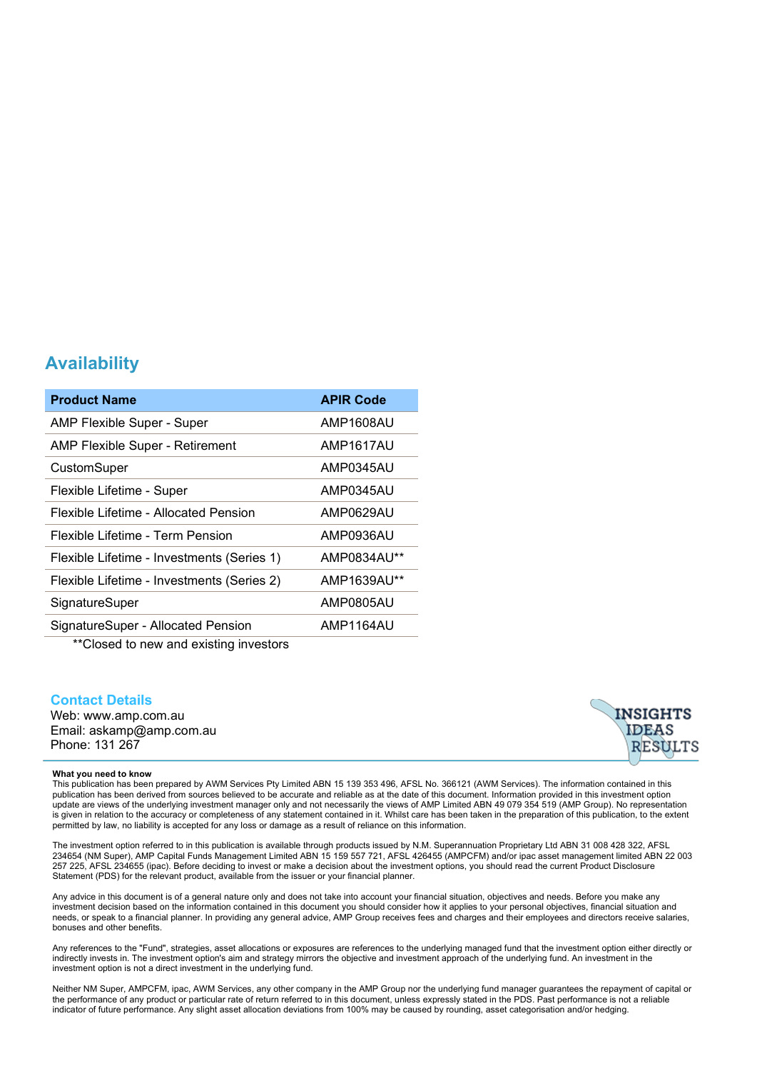## Availability

| Product Name | APIR Code |
|---|---|
| AMP Flexible Super - Super | AMP1608AU |
| AMP Flexible Super - Retirement | AMP1617AU |
| CustomSuper | AMP0345AU |
| Flexible Lifetime - Super | AMP0345AU |
| Flexible Lifetime - Allocated Pension | AMP0629AU |
| Flexible Lifetime - Term Pension | AMP0936AU |
| Flexible Lifetime - Investments (Series 1) | AMP0834AU** |
| Flexible Lifetime - Investments (Series 2) | AMP1639AU** |
| SignatureSuper | AMP0805AU |
| SignatureSuper - Allocated Pension | AMP1164AU |

**Closed to new and existing investors

### Contact Details

Web: www.amp.com.au
Email: askamp@amp.com.au
Phone: 131 267

INSIGHTS
IDEAS
RESULTS

**What you need to know**

This publication has been prepared by AWM Services Pty Limited ABN 15 139 353 496, AFSL No. 366121 (AWM Services). The information contained in this publication has been derived from sources believed to be accurate and reliable as at the date of this document. Information provided in this investment option update are views of the underlying investment manager only and not necessarily the views of AMP Limited ABN 49 079 354 519 (AMP Group). No representation is given in relation to the accuracy or completeness of any statement contained in it. Whilst care has been taken in the preparation of this publication, to the extent permitted by law, no liability is accepted for any loss or damage as a result of reliance on this information.

The investment option referred to in this publication is available through products issued by N.M. Superannuation Proprietary Ltd ABN 31 008 428 322, AFSL 234654 (NM Super), AMP Capital Funds Management Limited ABN 15 159 557 721, AFSL 426455 (AMPCFM) and/or ipac asset management limited ABN 22 003 257 225, AFSL 234655 (ipac). Before deciding to invest or make a decision about the investment options, you should read the current Product Disclosure Statement (PDS) for the relevant product, available from the issuer or your financial planner.

Any advice in this document is of a general nature only and does not take into account your financial situation, objectives and needs. Before you make any investment decision based on the information contained in this document you should consider how it applies to your personal objectives, financial situation and needs, or speak to a financial planner. In providing any general advice, AMP Group receives fees and charges and their employees and directors receive salaries, bonuses and other benefits.

Any references to the "Fund", strategies, asset allocations or exposures are references to the underlying managed fund that the investment option either directly or indirectly invests in. The investment option's aim and strategy mirrors the objective and investment approach of the underlying fund. An investment in the investment option is not a direct investment in the underlying fund.

Neither NM Super, AMPCFM, ipac, AWM Services, any other company in the AMP Group nor the underlying fund manager guarantees the repayment of capital or the performance of any product or particular rate of return referred to in this document, unless expressly stated in the PDS. Past performance is not a reliable indicator of future performance. Any slight asset allocation deviations from 100% may be caused by rounding, asset categorisation and/or hedging.